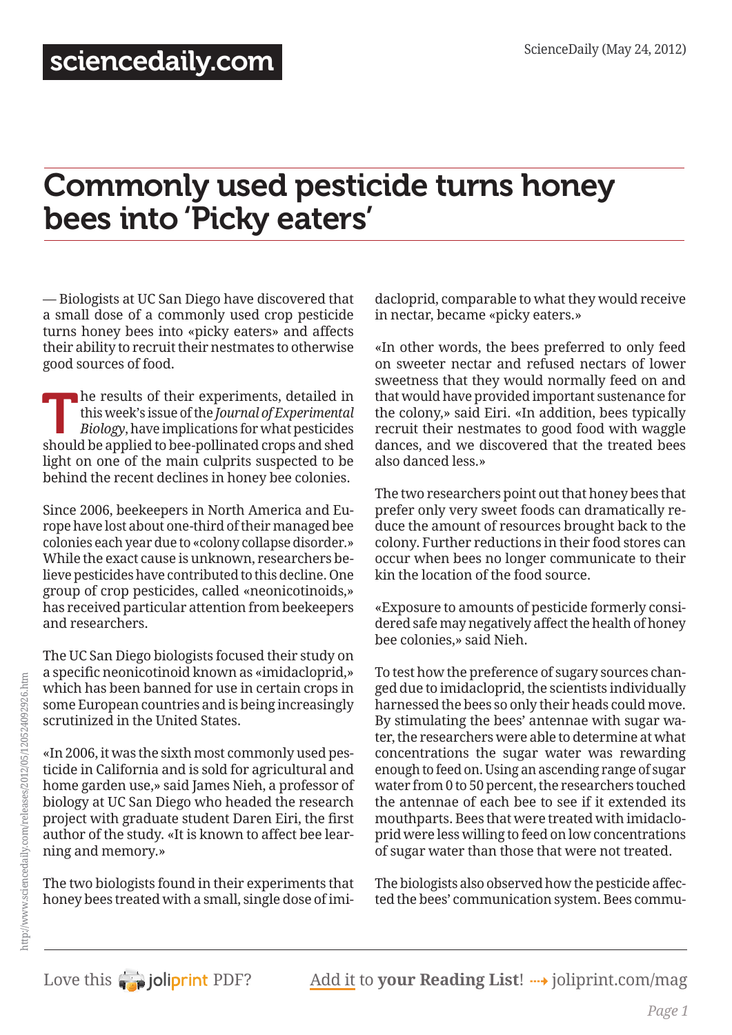sciencedaily.com

ScienceDaily (May 24, 2012)

# Commonly used pesticide turns honey bees into 'Picky eaters'

— Biologists at UC San Diego have discovered that a small dose of a commonly used crop pesticide turns honey bees into «picky eaters» and affects their ability to recruit their nestmates to otherwise good sources of food.

The results of their experiments, detailed in this week's issue of the *Journal of Experimental Biology*, have implications for what pesticides should be applied to bee-pollinated crops and shed light on one of the main culprits suspected to be behind the recent declines in honey bee colonies.

Since 2006, beekeepers in North America and Europe have lost about one-third of their managed bee colonies each year due to «colony collapse disorder.» While the exact cause is unknown, researchers believe pesticides have contributed to this decline. One group of crop pesticides, called «neonicotinoids,» has received particular attention from beekeepers and researchers.

The UC San Diego biologists focused their study on a specific neonicotinoid known as «imidacloprid,» which has been banned for use in certain crops in some European countries and is being increasingly scrutinized in the United States.

«In 2006, it was the sixth most commonly used pesticide in California and is sold for agricultural and home garden use,» said James Nieh, a professor of biology at UC San Diego who headed the research project with graduate student Daren Eiri, the first author of the study. «It is known to affect bee learning and memory.»

The two biologists found in their experiments that honey bees treated with a small, single dose of imidacloprid, comparable to what they would receive in nectar, became «picky eaters.»

«In other words, the bees preferred to only feed on sweeter nectar and refused nectars of lower sweetness that they would normally feed on and that would have provided important sustenance for the colony,» said Eiri. «In addition, bees typically recruit their nestmates to good food with waggle dances, and we discovered that the treated bees also danced less.»

The two researchers point out that honey bees that prefer only very sweet foods can dramatically reduce the amount of resources brought back to the colony. Further reductions in their food stores can occur when bees no longer communicate to their kin the location of the food source.

«Exposure to amounts of pesticide formerly considered safe may negatively affect the health of honey bee colonies,» said Nieh.

To test how the preference of sugary sources changed due to imidacloprid, the scientists individually harnessed the bees so only their heads could move. By stimulating the bees' antennae with sugar water, the researchers were able to determine at what concentrations the sugar water was rewarding enough to feed on. Using an ascending range of sugar water from 0 to 50 percent, the researchers touched the antennae of each bee to see if it extended its mouthparts. Bees that were treated with imidacloprid were less willing to feed on low concentrations of sugar water than those that were not treated.

The biologists also observed how the pesticide affected the bees' communication system. Bees commu-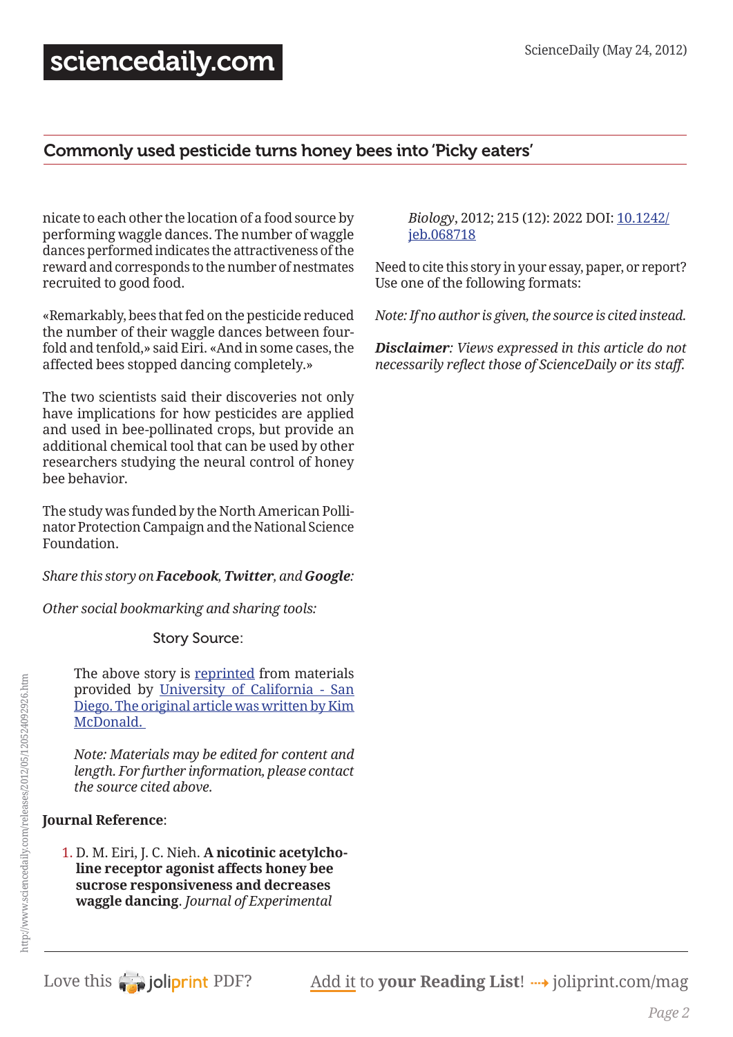nicate to each other the location of a food source by performing waggle dances. The number of waggle dances performed indicates the attractiveness of the reward and corresponds to the number of nestmates recruited to good food.

«Remarkably, bees that fed on the pesticide reduced the number of their waggle dances between fourfold and tenfold,» said Eiri. «And in some cases, the affected bees stopped dancing completely.»

The two scientists said their discoveries not only have implications for how pesticides are applied and used in bee-pollinated crops, but provide an additional chemical tool that can be used by other researchers studying the neural control of honey bee behavior.

The study was funded by the North American Pollinator Protection Campaign and the National Science Foundation.

*Share this story on **Facebook**, **Twitter**, and **Google**:*

*Other social bookmarking and sharing tools:*

Story Source:

The above story is reprinted from materials provided by University of California - San Diego. The original article was written by Kim McDonald.

*Note: Materials may be edited for content and length. For further information, please contact the source cited above.*

**Journal Reference**:

1. D. M. Eiri, J. C. Nieh. **A nicotinic acetylcholine receptor agonist affects honey bee sucrose responsiveness and decreases waggle dancing**. *Journal of Experimental Biology*, 2012; 215 (12): 2022 DOI: 10.1242/jeb.068718

Need to cite this story in your essay, paper, or report? Use one of the following formats:

*Note: If no author is given, the source is cited instead.*

***Disclaimer**: Views expressed in this article do not necessarily reflect those of ScienceDaily or its staff.*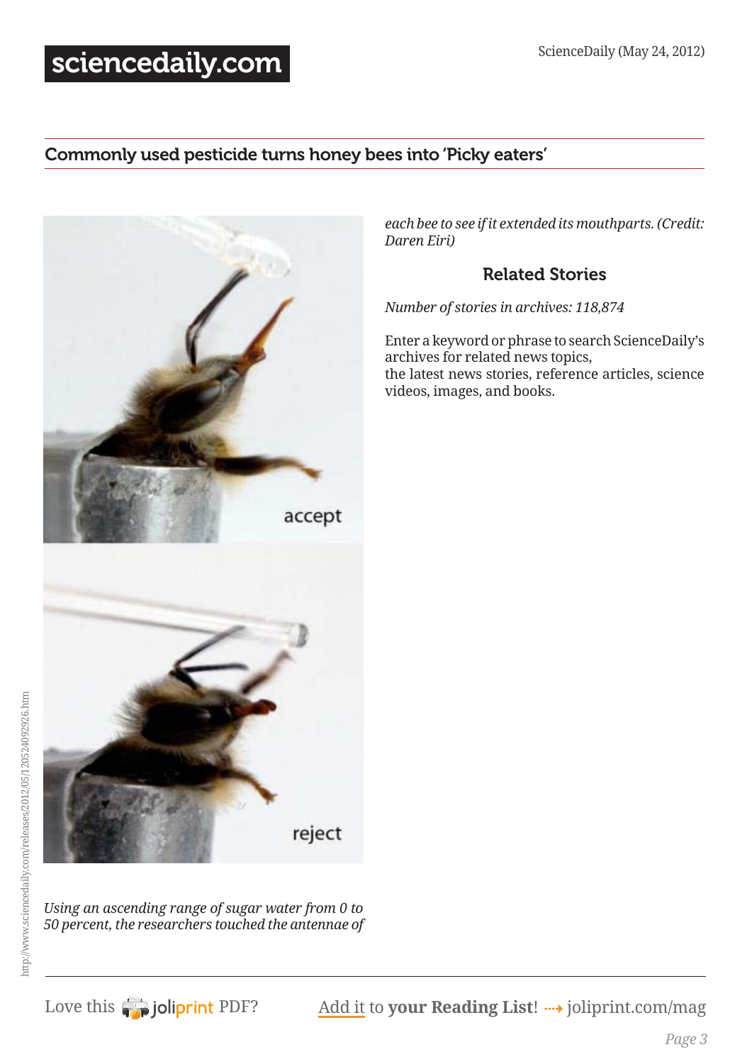## Commonly used pesticide turns honey bees into 'Picky eaters'

*Using an ascending range of sugar water from 0 to 50 percent, the researchers touched the antennae of each bee to see if it extended its mouthparts. (Credit: Daren Eiri)*

### Related Stories

*Number of stories in archives: 118,874*

Enter a keyword or phrase to search ScienceDaily's archives for related news topics,
the latest news stories, reference articles, science videos, images, and books.